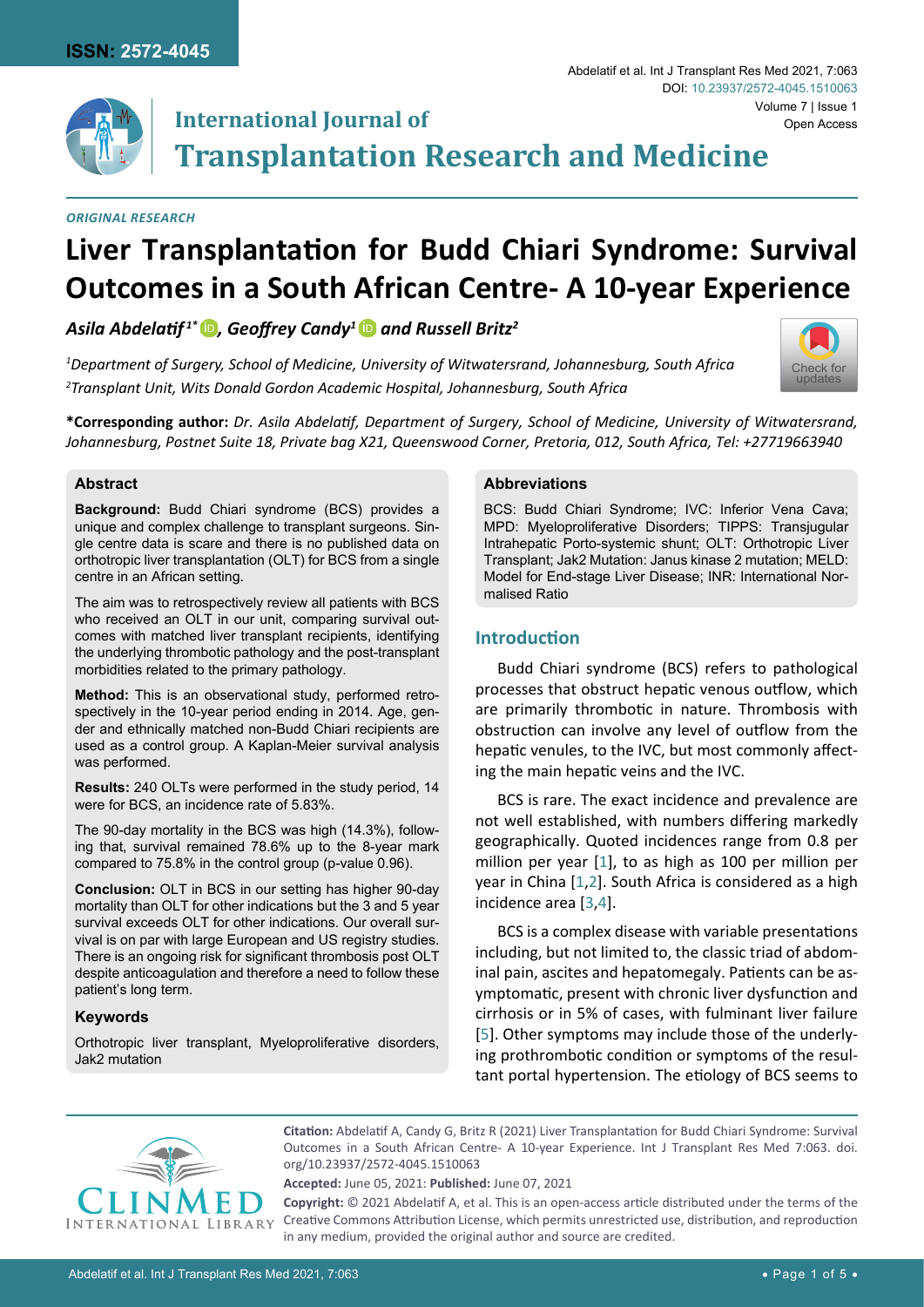ORIGINAL RESEARCH

# Liver Transplantation for Budd Chiari Syndrome: Survival Outcomes in a South African Centre- A 10-year Experience

*Asila Abdelatif[1*], Geoffrey Candy[1] and Russell Britz[2]*

*[1]Department of Surgery, School of Medicine, University of Witwatersrand, Johannesburg, South Africa*
*[2]Transplant Unit, Wits Donald Gordon Academic Hospital, Johannesburg, South Africa*

**\*Corresponding author:** *Dr. Asila Abdelatif, Department of Surgery, School of Medicine, University of Witwatersrand, Johannesburg, Postnet Suite 18, Private bag X21, Queenswood Corner, Pretoria, 012, South Africa, Tel: +27719663940*

## Abstract

**Background:** Budd Chiari syndrome (BCS) provides a unique and complex challenge to transplant surgeons. Single centre data is scare and there is no published data on orthotropic liver transplantation (OLT) for BCS from a single centre in an African setting.

The aim was to retrospectively review all patients with BCS who received an OLT in our unit, comparing survival outcomes with matched liver transplant recipients, identifying the underlying thrombotic pathology and the post-transplant morbidities related to the primary pathology.

**Method:** This is an observational study, performed retrospectively in the 10-year period ending in 2014. Age, gender and ethnically matched non-Budd Chiari recipients are used as a control group. A Kaplan-Meier survival analysis was performed.

**Results:** 240 OLTs were performed in the study period, 14 were for BCS, an incidence rate of 5.83%.

The 90-day mortality in the BCS was high (14.3%), following that, survival remained 78.6% up to the 8-year mark compared to 75.8% in the control group (p-value 0.96).

**Conclusion:** OLT in BCS in our setting has higher 90-day mortality than OLT for other indications but the 3 and 5 year survival exceeds OLT for other indications. Our overall survival is on par with large European and US registry studies. There is an ongoing risk for significant thrombosis post OLT despite anticoagulation and therefore a need to follow these patient's long term.

### Keywords

Orthotropic liver transplant, Myeloproliferative disorders, Jak2 mutation

### Abbreviations

BCS: Budd Chiari Syndrome; IVC: Inferior Vena Cava; MPD: Myeloproliferative Disorders; TIPPS: Transjugular Intrahepatic Porto-systemic shunt; OLT: Orthotropic Liver Transplant; Jak2 Mutation: Janus kinase 2 mutation; MELD: Model for End-stage Liver Disease; INR: International Normalised Ratio

## Introduction

Budd Chiari syndrome (BCS) refers to pathological processes that obstruct hepatic venous outflow, which are primarily thrombotic in nature. Thrombosis with obstruction can involve any level of outflow from the hepatic venules, to the IVC, but most commonly affecting the main hepatic veins and the IVC.

BCS is rare. The exact incidence and prevalence are not well established, with numbers differing markedly geographically. Quoted incidences range from 0.8 per million per year [1], to as high as 100 per million per year in China [1,2]. South Africa is considered as a high incidence area [3,4].

BCS is a complex disease with variable presentations including, but not limited to, the classic triad of abdominal pain, ascites and hepatomegaly. Patients can be asymptomatic, present with chronic liver dysfunction and cirrhosis or in 5% of cases, with fulminant liver failure [5]. Other symptoms may include those of the underlying prothrombotic condition or symptoms of the resultant portal hypertension. The etiology of BCS seems to

**Citation:** Abdelatif A, Candy G, Britz R (2021) Liver Transplantation for Budd Chiari Syndrome: Survival Outcomes in a South African Centre- A 10-year Experience. Int J Transplant Res Med 7:063. doi.org/10.23937/2572-4045.1510063

**Accepted:** June 05, 2021: **Published:** June 07, 2021

**Copyright:** © 2021 Abdelatif A, et al. This is an open-access article distributed under the terms of the Creative Commons Attribution License, which permits unrestricted use, distribution, and reproduction in any medium, provided the original author and source are credited.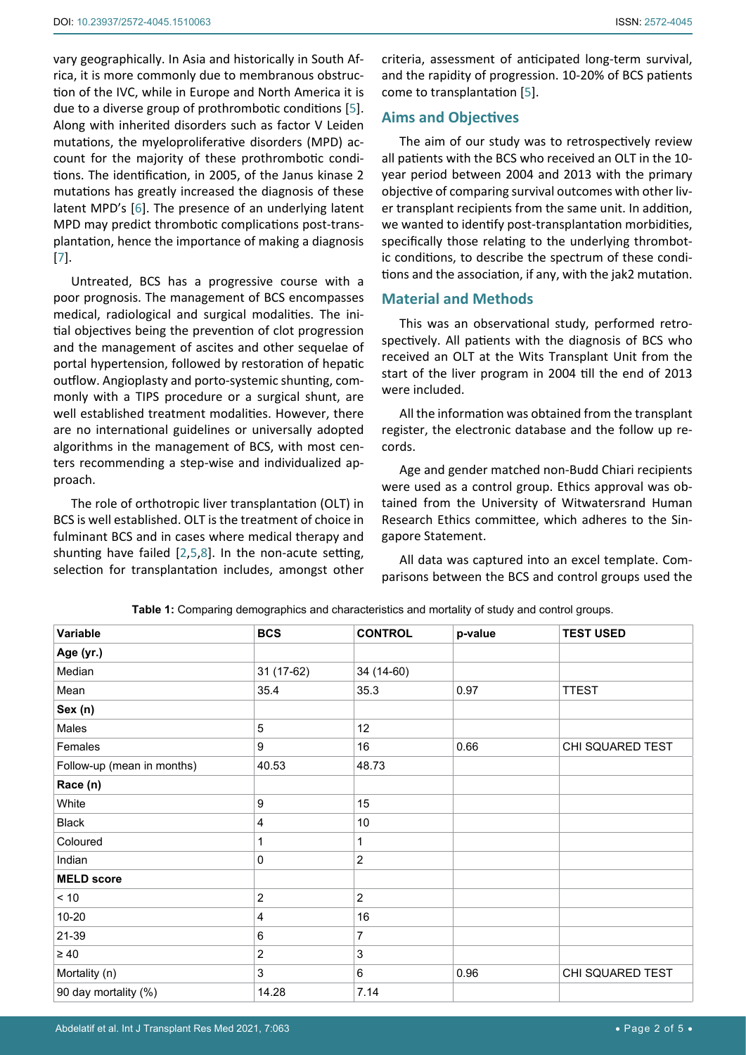vary geographically. In Asia and historically in South Africa, it is more commonly due to membranous obstruction of the IVC, while in Europe and North America it is due to a diverse group of prothrombotic conditions [5]. Along with inherited disorders such as factor V Leiden mutations, the myeloproliferative disorders (MPD) account for the majority of these prothrombotic conditions. The identification, in 2005, of the Janus kinase 2 mutations has greatly increased the diagnosis of these latent MPD's [6]. The presence of an underlying latent MPD may predict thrombotic complications post-transplantation, hence the importance of making a diagnosis [7].

Untreated, BCS has a progressive course with a poor prognosis. The management of BCS encompasses medical, radiological and surgical modalities. The initial objectives being the prevention of clot progression and the management of ascites and other sequelae of portal hypertension, followed by restoration of hepatic outflow. Angioplasty and porto-systemic shunting, commonly with a TIPS procedure or a surgical shunt, are well established treatment modalities. However, there are no international guidelines or universally adopted algorithms in the management of BCS, with most centers recommending a step-wise and individualized approach.

The role of orthotropic liver transplantation (OLT) in BCS is well established. OLT is the treatment of choice in fulminant BCS and in cases where medical therapy and shunting have failed [2,5,8]. In the non-acute setting, selection for transplantation includes, amongst other criteria, assessment of anticipated long-term survival, and the rapidity of progression. 10-20% of BCS patients come to transplantation [5].

## Aims and Objectives

The aim of our study was to retrospectively review all patients with the BCS who received an OLT in the 10-year period between 2004 and 2013 with the primary objective of comparing survival outcomes with other liver transplant recipients from the same unit. In addition, we wanted to identify post-transplantation morbidities, specifically those relating to the underlying thrombotic conditions, to describe the spectrum of these conditions and the association, if any, with the jak2 mutation.

## Material and Methods

This was an observational study, performed retrospectively. All patients with the diagnosis of BCS who received an OLT at the Wits Transplant Unit from the start of the liver program in 2004 till the end of 2013 were included.

All the information was obtained from the transplant register, the electronic database and the follow up records.

Age and gender matched non-Budd Chiari recipients were used as a control group. Ethics approval was obtained from the University of Witwatersrand Human Research Ethics committee, which adheres to the Singapore Statement.

All data was captured into an excel template. Comparisons between the BCS and control groups used the

**Table 1:** Comparing demographics and characteristics and mortality of study and control groups.

| Variable | BCS | CONTROL | p-value | TEST USED |
|---|---|---|---|---|
| **Age (yr.)** | | | | |
| Median | 31 (17-62) | 34 (14-60) | | |
| Mean | 35.4 | 35.3 | 0.97 | TTEST |
| **Sex (n)** | | | | |
| Males | 5 | 12 | | |
| Females | 9 | 16 | 0.66 | CHI SQUARED TEST |
| Follow-up (mean in months) | 40.53 | 48.73 | | |
| **Race (n)** | | | | |
| White | 9 | 15 | | |
| Black | 4 | 10 | | |
| Coloured | 1 | 1 | | |
| Indian | 0 | 2 | | |
| **MELD score** | | | | |
| < 10 | 2 | 2 | | |
| 10-20 | 4 | 16 | | |
| 21-39 | 6 | 7 | | |
| ≥ 40 | 2 | 3 | | |
| Mortality (n) | 3 | 6 | 0.96 | CHI SQUARED TEST |
| 90 day mortality (%) | 14.28 | 7.14 | | |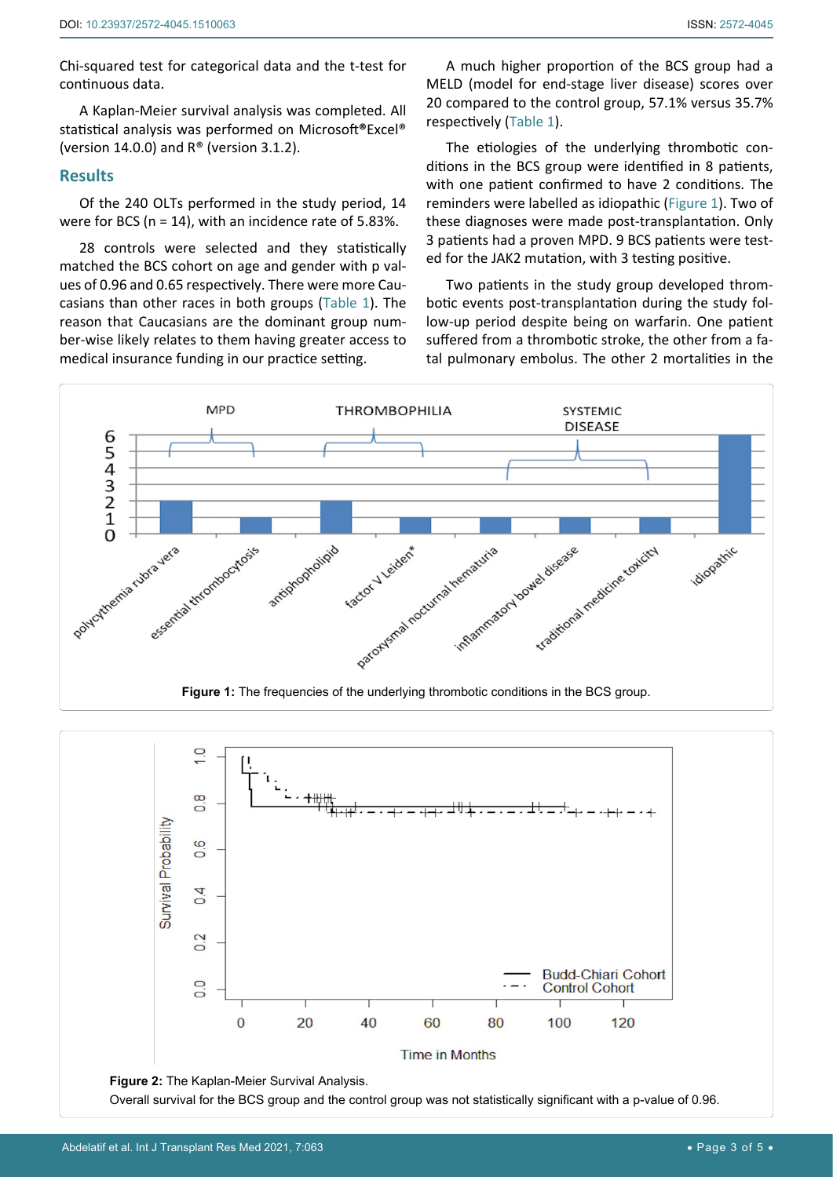Chi-squared test for categorical data and the t-test for continuous data.

A Kaplan-Meier survival analysis was completed. All statistical analysis was performed on Microsoft®Excel® (version 14.0.0) and R® (version 3.1.2).

## Results

Of the 240 OLTs performed in the study period, 14 were for BCS (n = 14), with an incidence rate of 5.83%.

28 controls were selected and they statistically matched the BCS cohort on age and gender with p values of 0.96 and 0.65 respectively. There were more Caucasians than other races in both groups (Table 1). The reason that Caucasians are the dominant group number-wise likely relates to them having greater access to medical insurance funding in our practice setting.

A much higher proportion of the BCS group had a MELD (model for end-stage liver disease) scores over 20 compared to the control group, 57.1% versus 35.7% respectively (Table 1).

The etiologies of the underlying thrombotic conditions in the BCS group were identified in 8 patients, with one patient confirmed to have 2 conditions. The reminders were labelled as idiopathic (Figure 1). Two of these diagnoses were made post-transplantation. Only 3 patients had a proven MPD. 9 BCS patients were tested for the JAK2 mutation, with 3 testing positive.

Two patients in the study group developed thrombotic events post-transplantation during the study follow-up period despite being on warfarin. One patient suffered from a thrombotic stroke, the other from a fatal pulmonary embolus. The other 2 mortalities in the

**Figure 1:** The frequencies of the underlying thrombotic conditions in the BCS group.

**Figure 2:** The Kaplan-Meier Survival Analysis.

Overall survival for the BCS group and the control group was not statistically significant with a p-value of 0.96.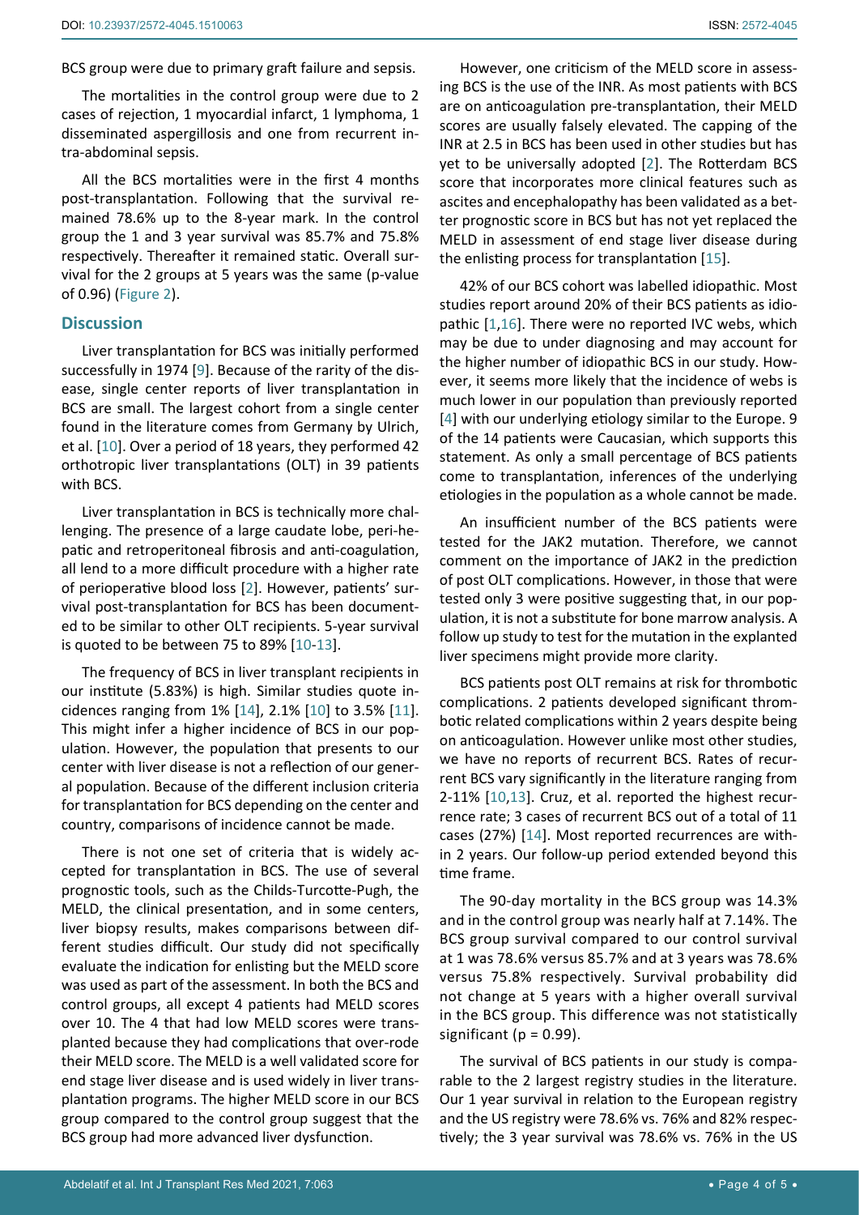BCS group were due to primary graft failure and sepsis.

The mortalities in the control group were due to 2 cases of rejection, 1 myocardial infarct, 1 lymphoma, 1 disseminated aspergillosis and one from recurrent intra-abdominal sepsis.

All the BCS mortalities were in the first 4 months post-transplantation. Following that the survival remained 78.6% up to the 8-year mark. In the control group the 1 and 3 year survival was 85.7% and 75.8% respectively. Thereafter it remained static. Overall survival for the 2 groups at 5 years was the same (p-value of 0.96) (Figure 2).

## Discussion

Liver transplantation for BCS was initially performed successfully in 1974 [9]. Because of the rarity of the disease, single center reports of liver transplantation in BCS are small. The largest cohort from a single center found in the literature comes from Germany by Ulrich, et al. [10]. Over a period of 18 years, they performed 42 orthotropic liver transplantations (OLT) in 39 patients with BCS.

Liver transplantation in BCS is technically more challenging. The presence of a large caudate lobe, peri-hepatic and retroperitoneal fibrosis and anti-coagulation, all lend to a more difficult procedure with a higher rate of perioperative blood loss [2]. However, patients' survival post-transplantation for BCS has been documented to be similar to other OLT recipients. 5-year survival is quoted to be between 75 to 89% [10-13].

The frequency of BCS in liver transplant recipients in our institute (5.83%) is high. Similar studies quote incidences ranging from 1% [14], 2.1% [10] to 3.5% [11]. This might infer a higher incidence of BCS in our population. However, the population that presents to our center with liver disease is not a reflection of our general population. Because of the different inclusion criteria for transplantation for BCS depending on the center and country, comparisons of incidence cannot be made.

There is not one set of criteria that is widely accepted for transplantation in BCS. The use of several prognostic tools, such as the Childs-Turcotte-Pugh, the MELD, the clinical presentation, and in some centers, liver biopsy results, makes comparisons between different studies difficult. Our study did not specifically evaluate the indication for enlisting but the MELD score was used as part of the assessment. In both the BCS and control groups, all except 4 patients had MELD scores over 10. The 4 that had low MELD scores were transplanted because they had complications that over-rode their MELD score. The MELD is a well validated score for end stage liver disease and is used widely in liver transplantation programs. The higher MELD score in our BCS group compared to the control group suggest that the BCS group had more advanced liver dysfunction.

However, one criticism of the MELD score in assessing BCS is the use of the INR. As most patients with BCS are on anticoagulation pre-transplantation, their MELD scores are usually falsely elevated. The capping of the INR at 2.5 in BCS has been used in other studies but has yet to be universally adopted [2]. The Rotterdam BCS score that incorporates more clinical features such as ascites and encephalopathy has been validated as a better prognostic score in BCS but has not yet replaced the MELD in assessment of end stage liver disease during the enlisting process for transplantation [15].

42% of our BCS cohort was labelled idiopathic. Most studies report around 20% of their BCS patients as idiopathic [1,16]. There were no reported IVC webs, which may be due to under diagnosing and may account for the higher number of idiopathic BCS in our study. However, it seems more likely that the incidence of webs is much lower in our population than previously reported [4] with our underlying etiology similar to the Europe. 9 of the 14 patients were Caucasian, which supports this statement. As only a small percentage of BCS patients come to transplantation, inferences of the underlying etiologies in the population as a whole cannot be made.

An insufficient number of the BCS patients were tested for the JAK2 mutation. Therefore, we cannot comment on the importance of JAK2 in the prediction of post OLT complications. However, in those that were tested only 3 were positive suggesting that, in our population, it is not a substitute for bone marrow analysis. A follow up study to test for the mutation in the explanted liver specimens might provide more clarity.

BCS patients post OLT remains at risk for thrombotic complications. 2 patients developed significant thrombotic related complications within 2 years despite being on anticoagulation. However unlike most other studies, we have no reports of recurrent BCS. Rates of recurrent BCS vary significantly in the literature ranging from 2-11% [10,13]. Cruz, et al. reported the highest recurrence rate; 3 cases of recurrent BCS out of a total of 11 cases (27%) [14]. Most reported recurrences are within 2 years. Our follow-up period extended beyond this time frame.

The 90-day mortality in the BCS group was 14.3% and in the control group was nearly half at 7.14%. The BCS group survival compared to our control survival at 1 was 78.6% versus 85.7% and at 3 years was 78.6% versus 75.8% respectively. Survival probability did not change at 5 years with a higher overall survival in the BCS group. This difference was not statistically significant ($p = 0.99$).

The survival of BCS patients in our study is comparable to the 2 largest registry studies in the literature. Our 1 year survival in relation to the European registry and the US registry were 78.6% vs. 76% and 82% respectively; the 3 year survival was 78.6% vs. 76% in the US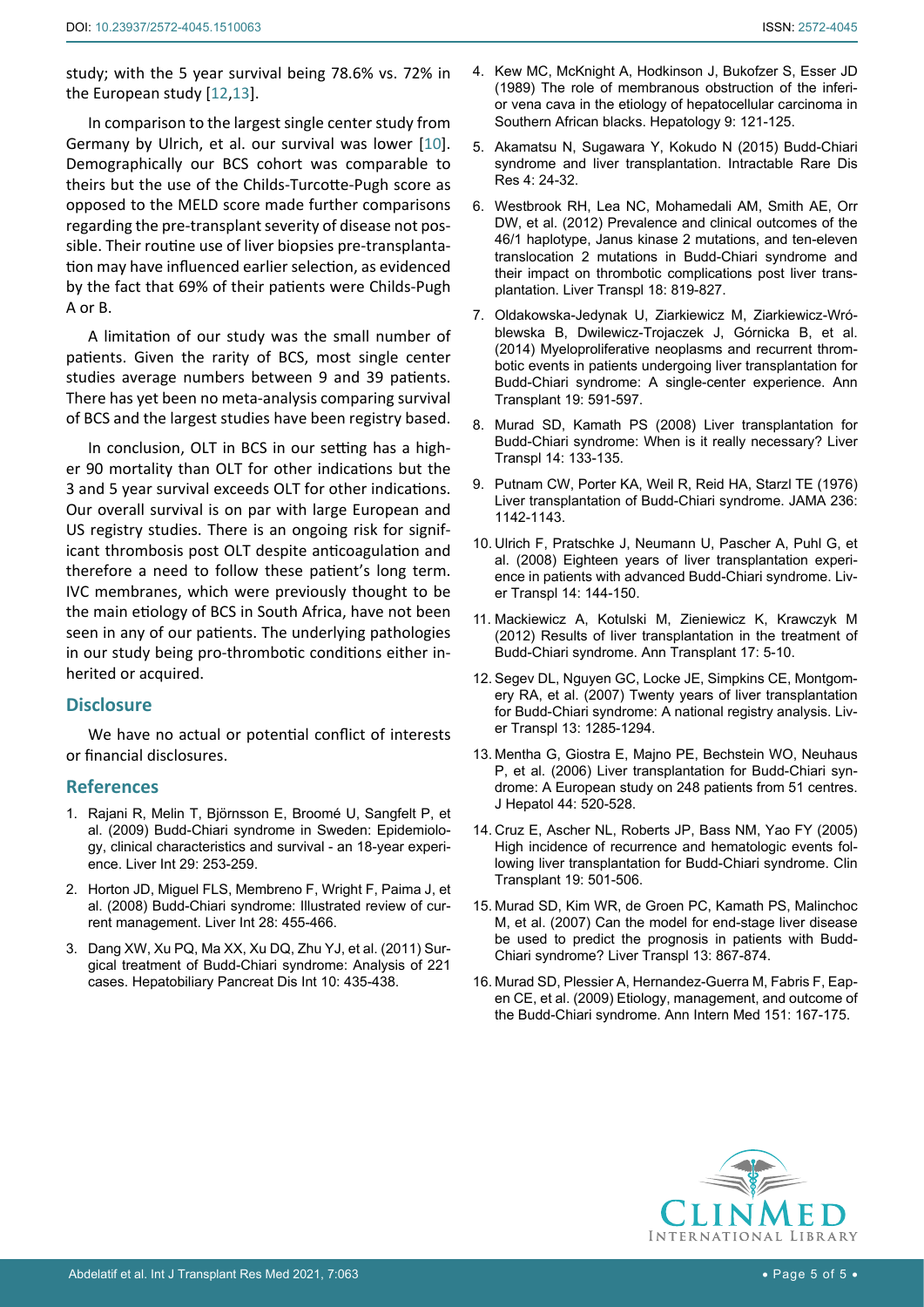study; with the 5 year survival being 78.6% vs. 72% in the European study [12,13].

In comparison to the largest single center study from Germany by Ulrich, et al. our survival was lower [10]. Demographically our BCS cohort was comparable to theirs but the use of the Childs-Turcotte-Pugh score as opposed to the MELD score made further comparisons regarding the pre-transplant severity of disease not possible. Their routine use of liver biopsies pre-transplantation may have influenced earlier selection, as evidenced by the fact that 69% of their patients were Childs-Pugh A or B.

A limitation of our study was the small number of patients. Given the rarity of BCS, most single center studies average numbers between 9 and 39 patients. There has yet been no meta-analysis comparing survival of BCS and the largest studies have been registry based.

In conclusion, OLT in BCS in our setting has a higher 90 mortality than OLT for other indications but the 3 and 5 year survival exceeds OLT for other indications. Our overall survival is on par with large European and US registry studies. There is an ongoing risk for significant thrombosis post OLT despite anticoagulation and therefore a need to follow these patient's long term. IVC membranes, which were previously thought to be the main etiology of BCS in South Africa, have not been seen in any of our patients. The underlying pathologies in our study being pro-thrombotic conditions either inherited or acquired.

## Disclosure

We have no actual or potential conflict of interests or financial disclosures.

## References

1. Rajani R, Melin T, Björnsson E, Broomé U, Sangfelt P, et al. (2009) Budd-Chiari syndrome in Sweden: Epidemiology, clinical characteristics and survival - an 18-year experience. Liver Int 29: 253-259.
2. Horton JD, Miguel FLS, Membreno F, Wright F, Paima J, et al. (2008) Budd-Chiari syndrome: Illustrated review of current management. Liver Int 28: 455-466.
3. Dang XW, Xu PQ, Ma XX, Xu DQ, Zhu YJ, et al. (2011) Surgical treatment of Budd-Chiari syndrome: Analysis of 221 cases. Hepatobiliary Pancreat Dis Int 10: 435-438.
4. Kew MC, McKnight A, Hodkinson J, Bukofzer S, Esser JD (1989) The role of membranous obstruction of the inferior vena cava in the etiology of hepatocellular carcinoma in Southern African blacks. Hepatology 9: 121-125.
5. Akamatsu N, Sugawara Y, Kokudo N (2015) Budd-Chiari syndrome and liver transplantation. Intractable Rare Dis Res 4: 24-32.
6. Westbrook RH, Lea NC, Mohamedali AM, Smith AE, Orr DW, et al. (2012) Prevalence and clinical outcomes of the 46/1 haplotype, Janus kinase 2 mutations, and ten-eleven translocation 2 mutations in Budd-Chiari syndrome and their impact on thrombotic complications post liver transplantation. Liver Transpl 18: 819-827.
7. Oldakowska-Jedynak U, Ziarkiewicz M, Ziarkiewicz-Wróblewska B, Dwilewicz-Trojaczek J, Górnicka B, et al. (2014) Myeloproliferative neoplasms and recurrent thrombotic events in patients undergoing liver transplantation for Budd-Chiari syndrome: A single-center experience. Ann Transplant 19: 591-597.
8. Murad SD, Kamath PS (2008) Liver transplantation for Budd-Chiari syndrome: When is it really necessary? Liver Transpl 14: 133-135.
9. Putnam CW, Porter KA, Weil R, Reid HA, Starzl TE (1976) Liver transplantation of Budd-Chiari syndrome. JAMA 236: 1142-1143.
10. Ulrich F, Pratschke J, Neumann U, Pascher A, Puhl G, et al. (2008) Eighteen years of liver transplantation experience in patients with advanced Budd-Chiari syndrome. Liver Transpl 14: 144-150.
11. Mackiewicz A, Kotulski M, Zieniewicz K, Krawczyk M (2012) Results of liver transplantation in the treatment of Budd-Chiari syndrome. Ann Transplant 17: 5-10.
12. Segev DL, Nguyen GC, Locke JE, Simpkins CE, Montgomery RA, et al. (2007) Twenty years of liver transplantation for Budd-Chiari syndrome: A national registry analysis. Liver Transpl 13: 1285-1294.
13. Mentha G, Giostra E, Majno PE, Bechstein WO, Neuhaus P, et al. (2006) Liver transplantation for Budd-Chiari syndrome: A European study on 248 patients from 51 centres. J Hepatol 44: 520-528.
14. Cruz E, Ascher NL, Roberts JP, Bass NM, Yao FY (2005) High incidence of recurrence and hematologic events following liver transplantation for Budd-Chiari syndrome. Clin Transplant 19: 501-506.
15. Murad SD, Kim WR, de Groen PC, Kamath PS, Malinchoc M, et al. (2007) Can the model for end-stage liver disease be used to predict the prognosis in patients with Budd-Chiari syndrome? Liver Transpl 13: 867-874.
16. Murad SD, Plessier A, Hernandez-Guerra M, Fabris F, Eapen CE, et al. (2009) Etiology, management, and outcome of the Budd-Chiari syndrome. Ann Intern Med 151: 167-175.